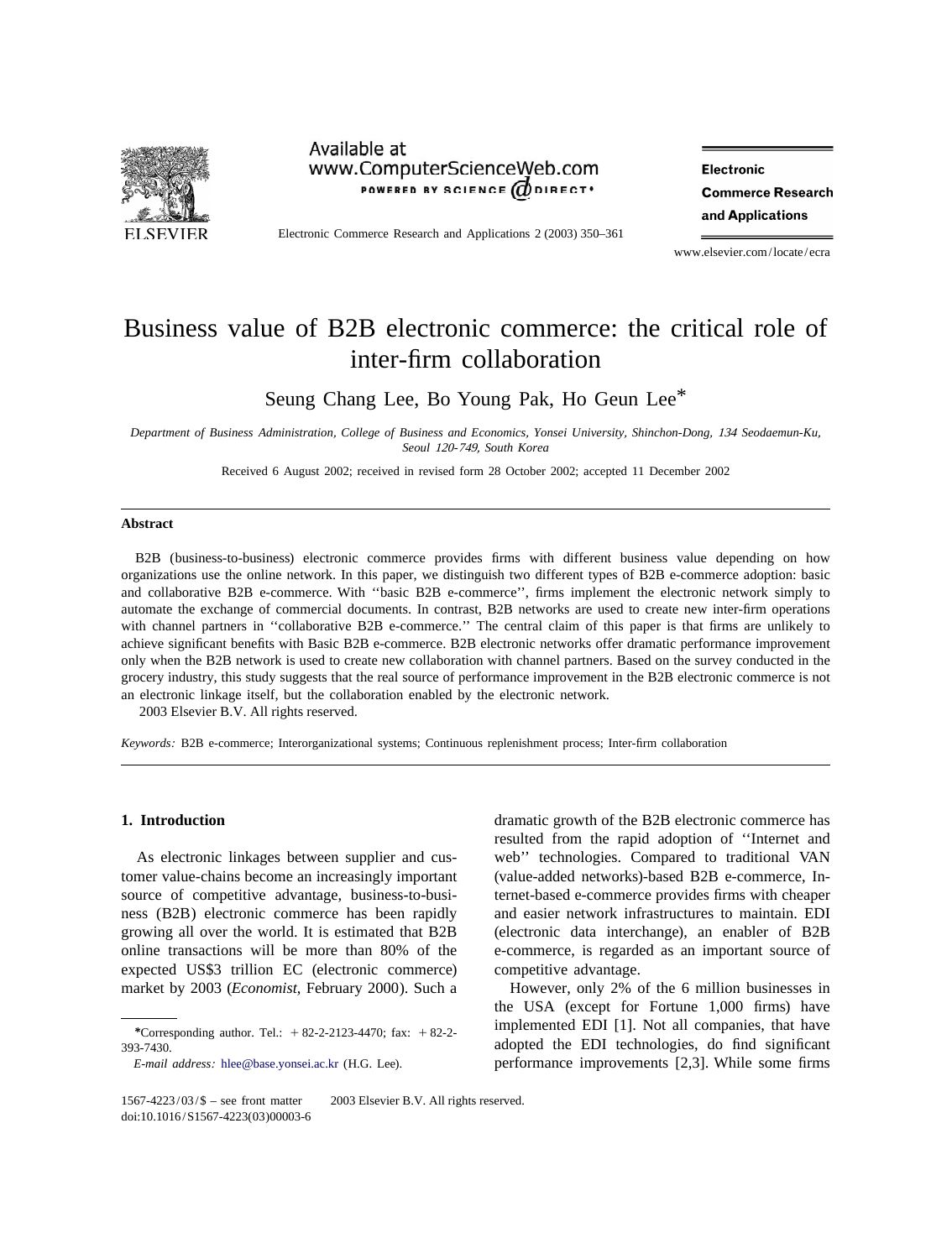# Business value of B2B electronic commerce: the critical role of inter-firm collaboration

Seung Chang Lee, Bo Young Pak, Ho Geun Lee*

*Department of Business Administration, College of Business and Economics, Yonsei University, Shinchon-Dong, 134 Seodaemun-Ku, Seoul 120-749, South Korea*

Received 6 August 2002; received in revised form 28 October 2002; accepted 11 December 2002

## Abstract

B2B (business-to-business) electronic commerce provides firms with different business value depending on how organizations use the online network. In this paper, we distinguish two different types of B2B e-commerce adoption: basic and collaborative B2B e-commerce. With ''basic B2B e-commerce'', firms implement the electronic network simply to automate the exchange of commercial documents. In contrast, B2B networks are used to create new inter-firm operations with channel partners in ''collaborative B2B e-commerce.'' The central claim of this paper is that firms are unlikely to achieve significant benefits with Basic B2B e-commerce. B2B electronic networks offer dramatic performance improvement only when the B2B network is used to create new collaboration with channel partners. Based on the survey conducted in the grocery industry, this study suggests that the real source of performance improvement in the B2B electronic commerce is not an electronic linkage itself, but the collaboration enabled by the electronic network.

2003 Elsevier B.V. All rights reserved.

*Keywords:* B2B e-commerce; Interorganizational systems; Continuous replenishment process; Inter-firm collaboration

## 1. Introduction

As electronic linkages between supplier and customer value-chains become an increasingly important source of competitive advantage, business-to-business (B2B) electronic commerce has been rapidly growing all over the world. It is estimated that B2B online transactions will be more than 80% of the expected US$3 trillion EC (electronic commerce) market by 2003 (*Economist*, February 2000). Such a dramatic growth of the B2B electronic commerce has resulted from the rapid adoption of ''Internet and web'' technologies. Compared to traditional VAN (value-added networks)-based B2B e-commerce, Internet-based e-commerce provides firms with cheaper and easier network infrastructures to maintain. EDI (electronic data interchange), an enabler of B2B e-commerce, is regarded as an important source of competitive advantage.

However, only 2% of the 6 million businesses in the USA (except for Fortune 1,000 firms) have implemented EDI [1]. Not all companies, that have adopted the EDI technologies, do find significant performance improvements [2,3]. While some firms

*Corresponding author. Tel.: +82-2-2123-4470; fax: +82-2-393-7430.

*E-mail address:* hlee@base.yonsei.ac.kr (H.G. Lee).

1567-4223/03/$ – see front matter 2003 Elsevier B.V. All rights reserved.
doi:10.1016/S1567-4223(03)00003-6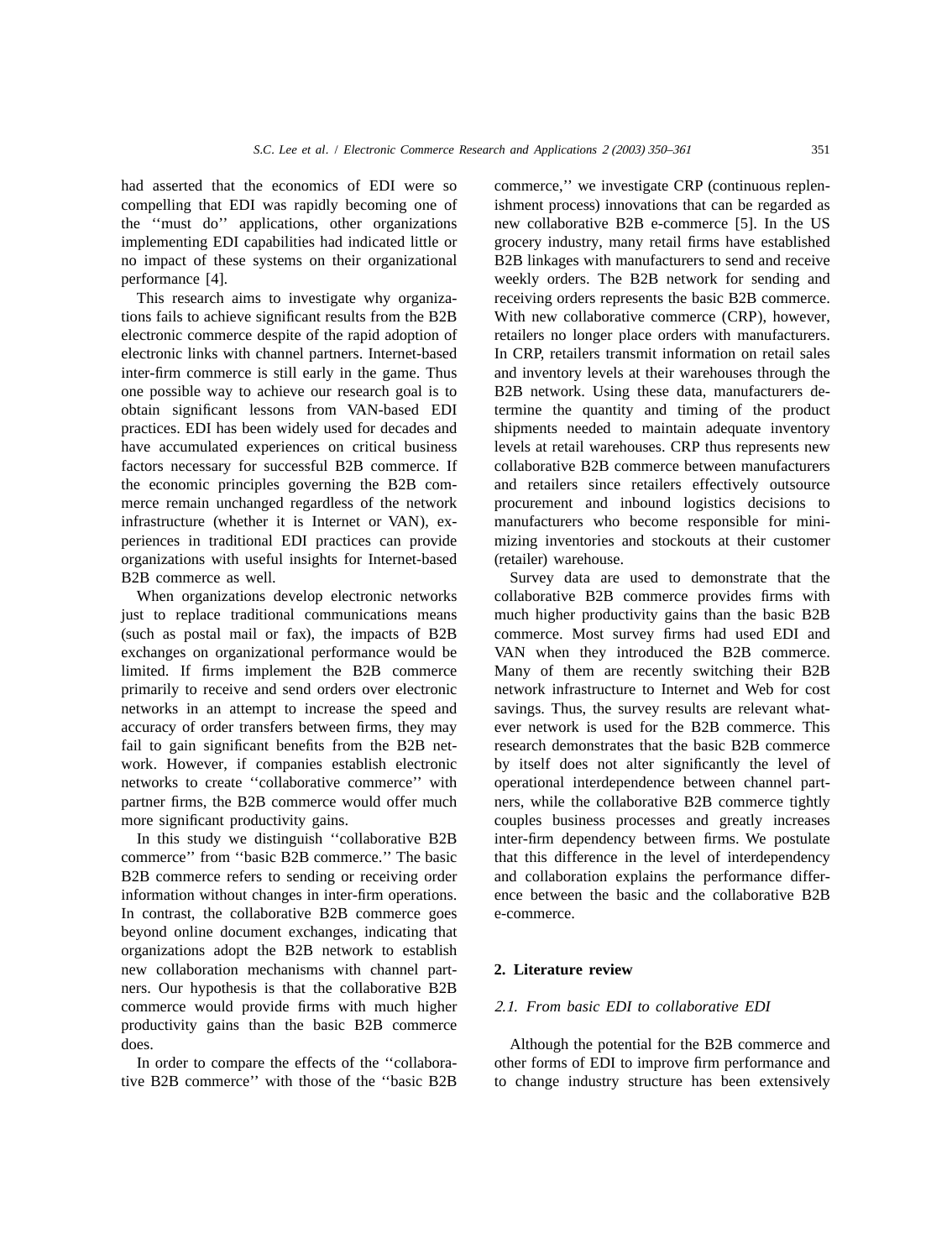had asserted that the economics of EDI were so compelling that EDI was rapidly becoming one of the ''must do'' applications, other organizations implementing EDI capabilities had indicated little or no impact of these systems on their organizational performance [4].

This research aims to investigate why organizations fails to achieve significant results from the B2B electronic commerce despite of the rapid adoption of electronic links with channel partners. Internet-based inter-firm commerce is still early in the game. Thus one possible way to achieve our research goal is to obtain significant lessons from VAN-based EDI practices. EDI has been widely used for decades and have accumulated experiences on critical business factors necessary for successful B2B commerce. If the economic principles governing the B2B commerce remain unchanged regardless of the network infrastructure (whether it is Internet or VAN), experiences in traditional EDI practices can provide organizations with useful insights for Internet-based B2B commerce as well.

When organizations develop electronic networks just to replace traditional communications means (such as postal mail or fax), the impacts of B2B exchanges on organizational performance would be limited. If firms implement the B2B commerce primarily to receive and send orders over electronic networks in an attempt to increase the speed and accuracy of order transfers between firms, they may fail to gain significant benefits from the B2B network. However, if companies establish electronic networks to create ''collaborative commerce'' with partner firms, the B2B commerce would offer much more significant productivity gains.

In this study we distinguish ''collaborative B2B commerce'' from ''basic B2B commerce.'' The basic B2B commerce refers to sending or receiving order information without changes in inter-firm operations. In contrast, the collaborative B2B commerce goes beyond online document exchanges, indicating that organizations adopt the B2B network to establish new collaboration mechanisms with channel partners. Our hypothesis is that the collaborative B2B commerce would provide firms with much higher productivity gains than the basic B2B commerce does.

In order to compare the effects of the ''collaborative B2B commerce'' with those of the ''basic B2B commerce,'' we investigate CRP (continuous replenishment process) innovations that can be regarded as new collaborative B2B e-commerce [5]. In the US grocery industry, many retail firms have established B2B linkages with manufacturers to send and receive weekly orders. The B2B network for sending and receiving orders represents the basic B2B commerce. With new collaborative commerce (CRP), however, retailers no longer place orders with manufacturers. In CRP, retailers transmit information on retail sales and inventory levels at their warehouses through the B2B network. Using these data, manufacturers determine the quantity and timing of the product shipments needed to maintain adequate inventory levels at retail warehouses. CRP thus represents new collaborative B2B commerce between manufacturers and retailers since retailers effectively outsource procurement and inbound logistics decisions to manufacturers who become responsible for minimizing inventories and stockouts at their customer (retailer) warehouse.

Survey data are used to demonstrate that the collaborative B2B commerce provides firms with much higher productivity gains than the basic B2B commerce. Most survey firms had used EDI and VAN when they introduced the B2B commerce. Many of them are recently switching their B2B network infrastructure to Internet and Web for cost savings. Thus, the survey results are relevant whatever network is used for the B2B commerce. This research demonstrates that the basic B2B commerce by itself does not alter significantly the level of operational interdependence between channel partners, while the collaborative B2B commerce tightly couples business processes and greatly increases inter-firm dependency between firms. We postulate that this difference in the level of interdependency and collaboration explains the performance difference between the basic and the collaborative B2B e-commerce.

## 2. Literature review

### *2.1. From basic EDI to collaborative EDI*

Although the potential for the B2B commerce and other forms of EDI to improve firm performance and to change industry structure has been extensively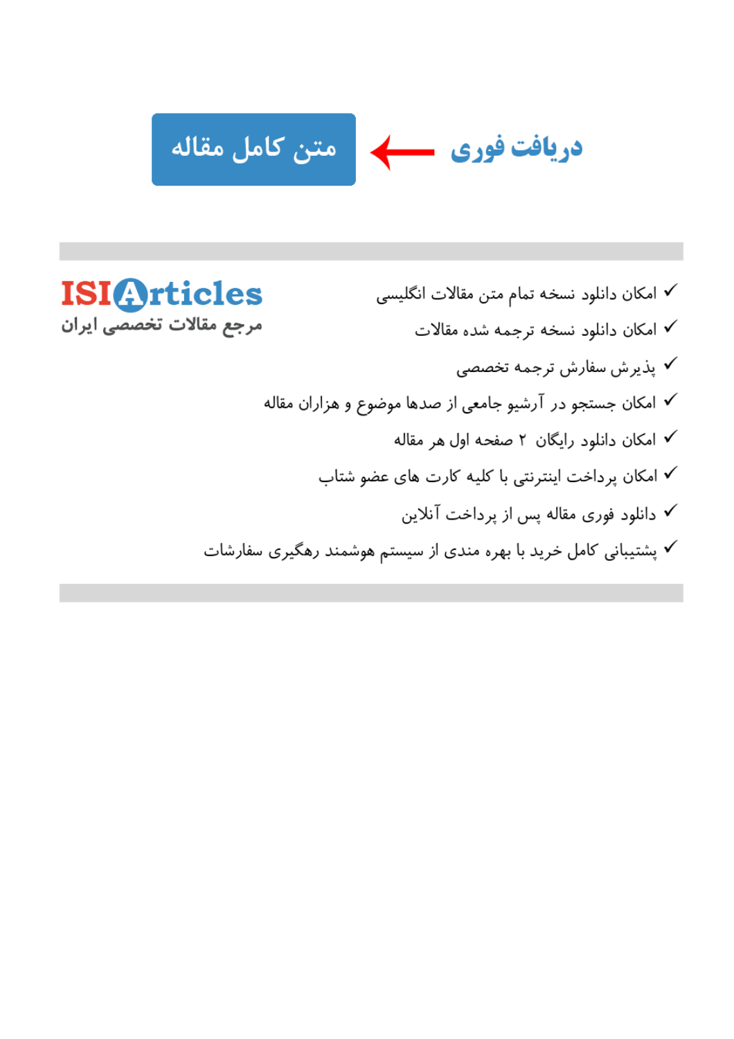دریافت فوری ← متن کامل مقاله

**ISIArticles**
مرجع مقالات تخصصی ایران

- ✓ امکان دانلود نسخه تمام متن مقالات انگلیسی
- ✓ امکان دانلود نسخه ترجمه شده مقالات
- ✓ پذیرش سفارش ترجمه تخصصی
- ✓ امکان جستجو در آرشیو جامعی از صدها موضوع و هزاران مقاله
- ✓ امکان دانلود رایگان ۲ صفحه اول هر مقاله
- ✓ امکان پرداخت اینترنتی با کلیه کارت های عضو شتاب
- ✓ دانلود فوری مقاله پس از پرداخت آنلاین
- ✓ پشتیبانی کامل خرید با بهره مندی از سیستم هوشمند رهگیری سفارشات